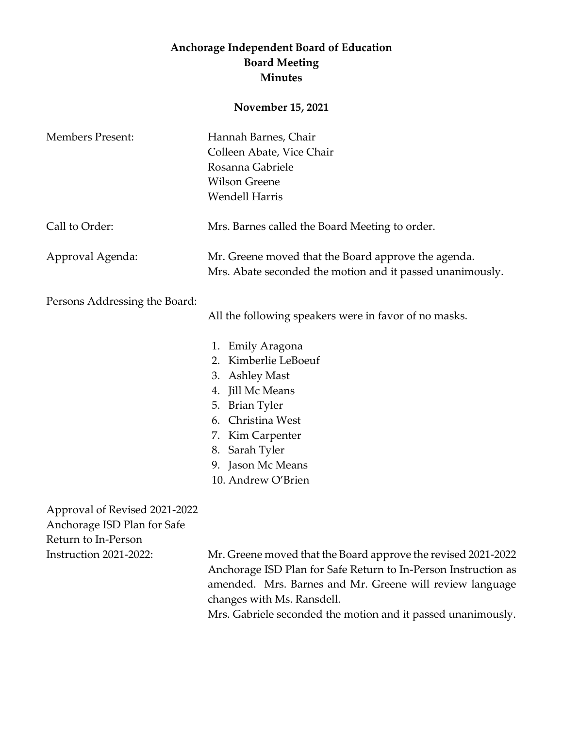# Anchorage Independent Board of Education
## Board Meeting
## Minutes

**November 15, 2021**

| | |
|---|---|
| Members Present: | Hannah Barnes, Chair<br>Colleen Abate, Vice Chair<br>Rosanna Gabriele<br>Wilson Greene<br>Wendell Harris |
| Call to Order: | Mrs. Barnes called the Board Meeting to order. |
| Approval Agenda: | Mr. Greene moved that the Board approve the agenda.<br>Mrs. Abate seconded the motion and it passed unanimously. |

Persons Addressing the Board:

All the following speakers were in favor of no masks.

1. Emily Aragona
2. Kimberlie LeBoeuf
3. Ashley Mast
4. Jill Mc Means
5. Brian Tyler
6. Christina West
7. Kim Carpenter
8. Sarah Tyler
9. Jason Mc Means
10. Andrew O'Brien

Approval of Revised 2021-2022 Anchorage ISD Plan for Safe Return to In-Person Instruction 2021-2022:

Mr. Greene moved that the Board approve the revised 2021-2022 Anchorage ISD Plan for Safe Return to In-Person Instruction as amended. Mrs. Barnes and Mr. Greene will review language changes with Ms. Ransdell.
Mrs. Gabriele seconded the motion and it passed unanimously.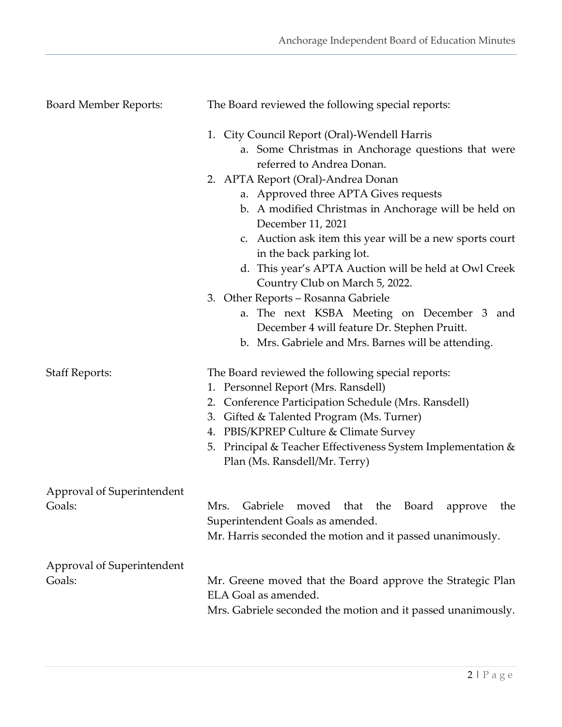**Board Member Reports:**

The Board reviewed the following special reports:

1. City Council Report (Oral)-Wendell Harris
   a. Some Christmas in Anchorage questions that were referred to Andrea Donan.
2. APTA Report (Oral)-Andrea Donan
   a. Approved three APTA Gives requests
   b. A modified Christmas in Anchorage will be held on December 11, 2021
   c. Auction ask item this year will be a new sports court in the back parking lot.
   d. This year's APTA Auction will be held at Owl Creek Country Club on March 5, 2022.
3. Other Reports – Rosanna Gabriele
   a. The next KSBA Meeting on December 3 and December 4 will feature Dr. Stephen Pruitt.
   b. Mrs. Gabriele and Mrs. Barnes will be attending.

**Staff Reports:**

The Board reviewed the following special reports:

1. Personnel Report (Mrs. Ransdell)
2. Conference Participation Schedule (Mrs. Ransdell)
3. Gifted & Talented Program (Ms. Turner)
4. PBIS/KPREP Culture & Climate Survey
5. Principal & Teacher Effectiveness System Implementation & Plan (Ms. Ransdell/Mr. Terry)

**Approval of Superintendent Goals:**

Mrs. Gabriele moved that the Board approve the Superintendent Goals as amended.
Mr. Harris seconded the motion and it passed unanimously.

**Approval of Superintendent Goals:**

Mr. Greene moved that the Board approve the Strategic Plan ELA Goal as amended.
Mrs. Gabriele seconded the motion and it passed unanimously.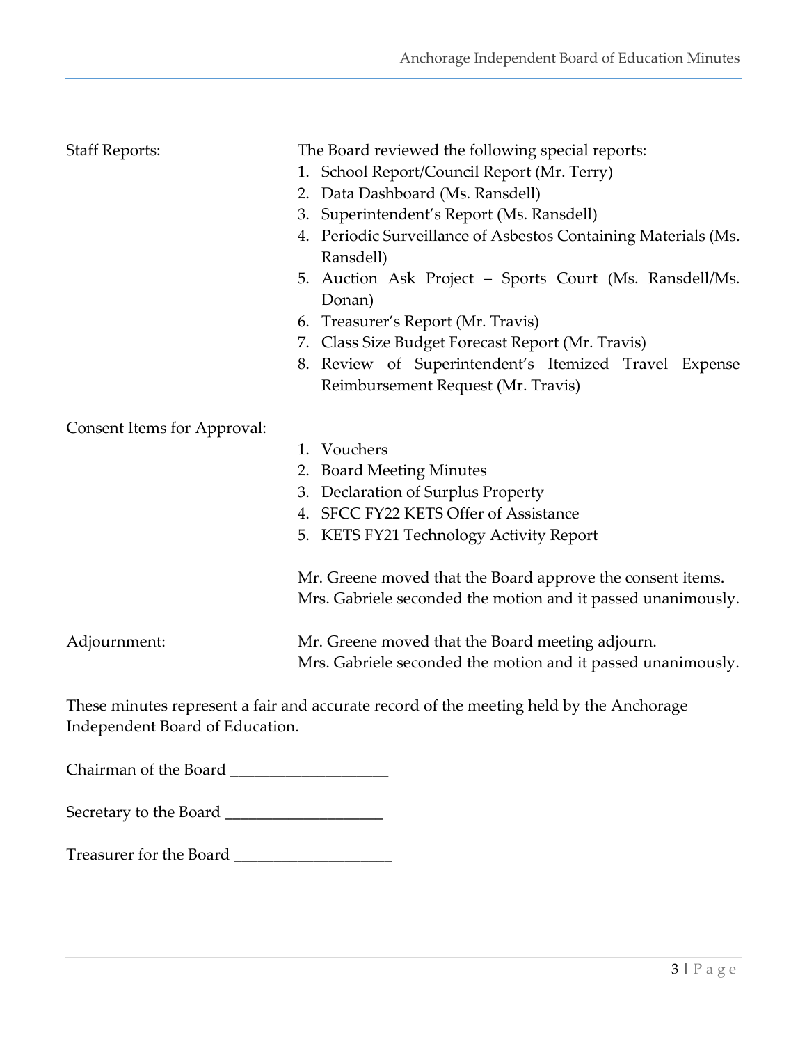Staff Reports:

The Board reviewed the following special reports:

1. School Report/Council Report (Mr. Terry)
2. Data Dashboard (Ms. Ransdell)
3. Superintendent's Report (Ms. Ransdell)
4. Periodic Surveillance of Asbestos Containing Materials (Ms. Ransdell)
5. Auction Ask Project – Sports Court (Ms. Ransdell/Ms. Donan)
6. Treasurer's Report (Mr. Travis)
7. Class Size Budget Forecast Report (Mr. Travis)
8. Review of Superintendent's Itemized Travel Expense Reimbursement Request (Mr. Travis)

Consent Items for Approval:

1. Vouchers
2. Board Meeting Minutes
3. Declaration of Surplus Property
4. SFCC FY22 KETS Offer of Assistance
5. KETS FY21 Technology Activity Report

Mr. Greene moved that the Board approve the consent items.
Mrs. Gabriele seconded the motion and it passed unanimously.

Adjournment:

Mr. Greene moved that the Board meeting adjourn.
Mrs. Gabriele seconded the motion and it passed unanimously.

These minutes represent a fair and accurate record of the meeting held by the Anchorage Independent Board of Education.

Chairman of the Board ____________________

Secretary to the Board ____________________

Treasurer for the Board ____________________